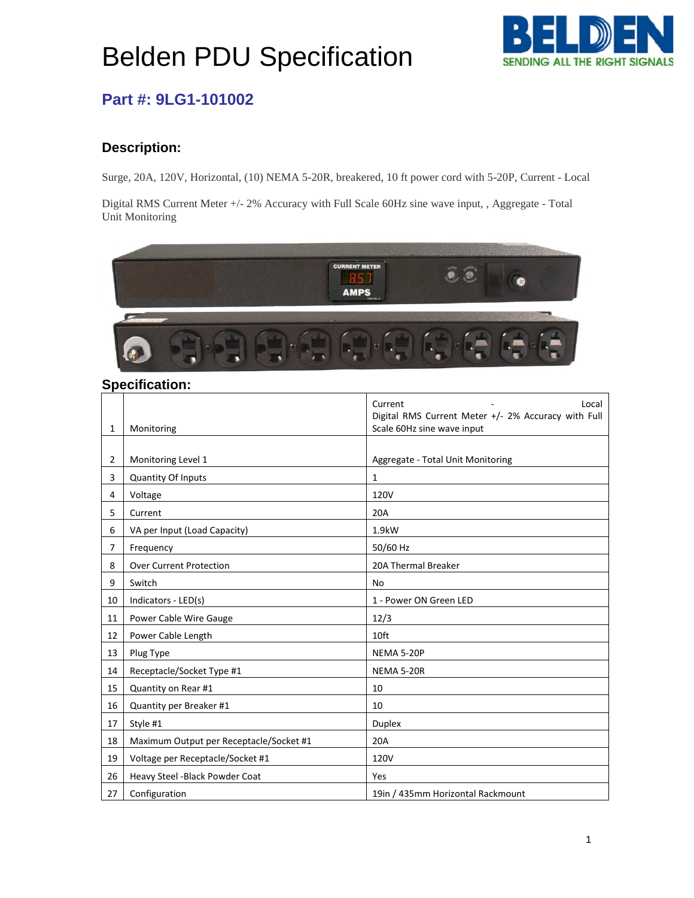# Belden PDU Specification

## Part #: 9LG1-101002

### Description:

Surge, 20A, 120V, Horizontal, (10) NEMA 5-20R, breakered, 10 ft power cord with 5-20P, Current - Local

Digital RMS Current Meter +/- 2% Accuracy with Full Scale 60Hz sine wave input, , Aggregate - Total Unit Monitoring

### Specification:

| | | |
|---|---|---|
| 1 | Monitoring | Current - Local Digital RMS Current Meter +/- 2% Accuracy with Full Scale 60Hz sine wave input |
| 2 | Monitoring Level 1 | Aggregate - Total Unit Monitoring |
| 3 | Quantity Of Inputs | 1 |
| 4 | Voltage | 120V |
| 5 | Current | 20A |
| 6 | VA per Input (Load Capacity) | 1.9kW |
| 7 | Frequency | 50/60 Hz |
| 8 | Over Current Protection | 20A Thermal Breaker |
| 9 | Switch | No |
| 10 | Indicators - LED(s) | 1 - Power ON Green LED |
| 11 | Power Cable Wire Gauge | 12/3 |
| 12 | Power Cable Length | 10ft |
| 13 | Plug Type | NEMA 5-20P |
| 14 | Receptacle/Socket Type #1 | NEMA 5-20R |
| 15 | Quantity on Rear #1 | 10 |
| 16 | Quantity per Breaker #1 | 10 |
| 17 | Style #1 | Duplex |
| 18 | Maximum Output per Receptacle/Socket #1 | 20A |
| 19 | Voltage per Receptacle/Socket #1 | 120V |
| 26 | Heavy Steel -Black Powder Coat | Yes |
| 27 | Configuration | 19in / 435mm Horizontal Rackmount |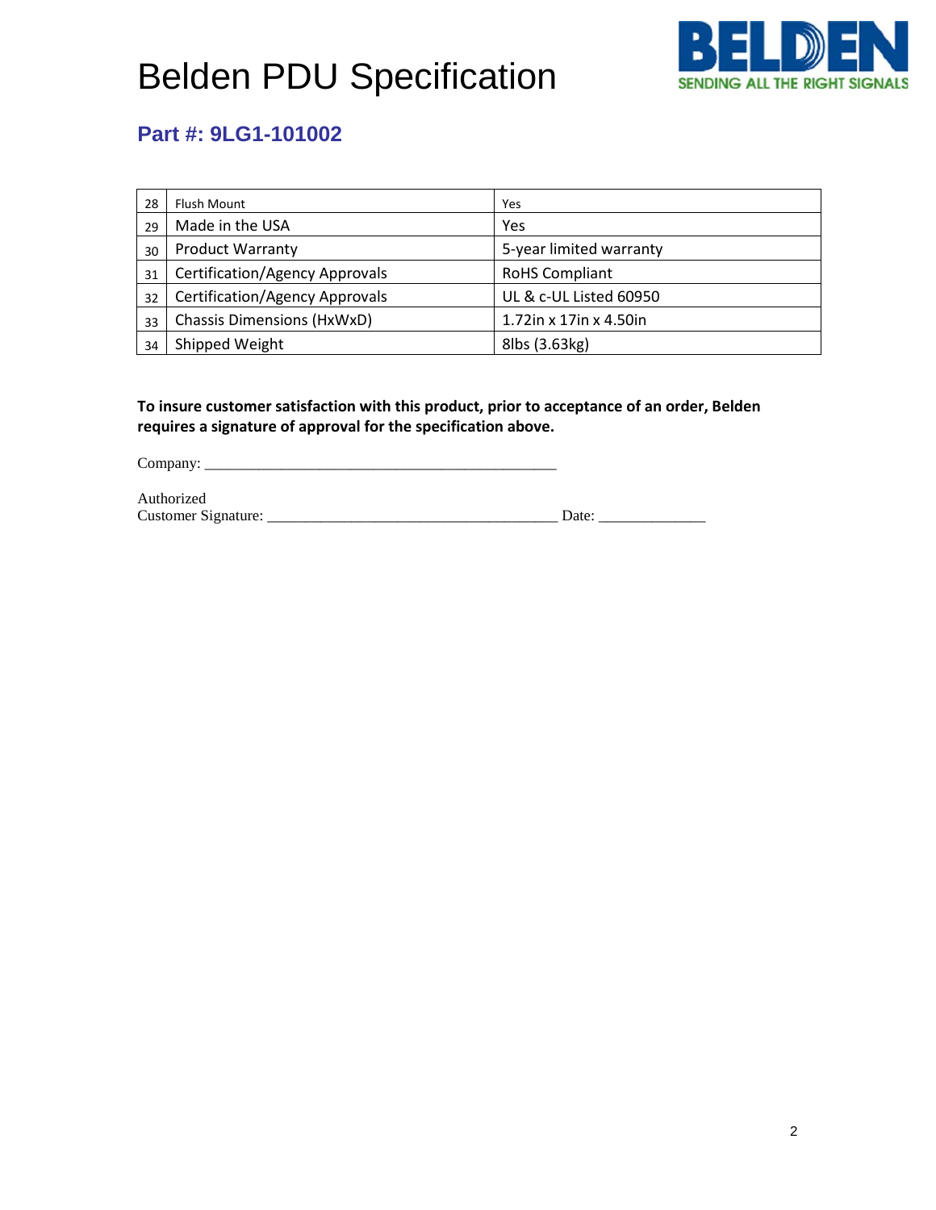# Belden PDU Specification

## Part #: 9LG1-101002

| | | |
|---|---|---|
| 28 | Flush Mount | Yes |
| 29 | Made in the USA | Yes |
| 30 | Product Warranty | 5-year limited warranty |
| 31 | Certification/Agency Approvals | RoHS Compliant |
| 32 | Certification/Agency Approvals | UL & c-UL Listed 60950 |
| 33 | Chassis Dimensions (HxWxD) | 1.72in x 17in x 4.50in |
| 34 | Shipped Weight | 8lbs (3.63kg) |

**To insure customer satisfaction with this product, prior to acceptance of an order, Belden requires a signature of approval for the specification above.**

Company: _______________________________________________

Authorized
Customer Signature: _______________________________________ Date: ______________